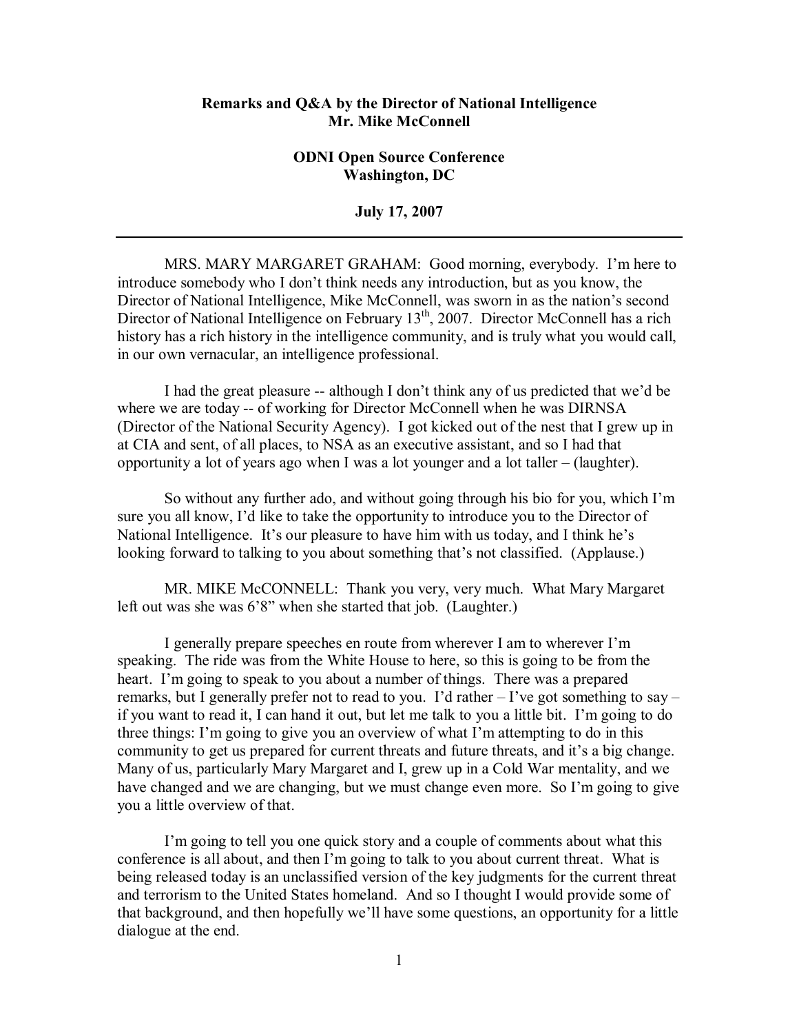**Remarks and Q&A by the Director of National Intelligence**
**Mr. Mike McConnell**

**ODNI Open Source Conference**
**Washington, DC**

**July 17, 2007**

---

MRS. MARY MARGARET GRAHAM: Good morning, everybody. I'm here to introduce somebody who I don't think needs any introduction, but as you know, the Director of National Intelligence, Mike McConnell, was sworn in as the nation's second Director of National Intelligence on February 13th, 2007. Director McConnell has a rich history has a rich history in the intelligence community, and is truly what you would call, in our own vernacular, an intelligence professional.

I had the great pleasure -- although I don't think any of us predicted that we'd be where we are today -- of working for Director McConnell when he was DIRNSA (Director of the National Security Agency). I got kicked out of the nest that I grew up in at CIA and sent, of all places, to NSA as an executive assistant, and so I had that opportunity a lot of years ago when I was a lot younger and a lot taller – (laughter).

So without any further ado, and without going through his bio for you, which I'm sure you all know, I'd like to take the opportunity to introduce you to the Director of National Intelligence. It's our pleasure to have him with us today, and I think he's looking forward to talking to you about something that's not classified. (Applause.)

MR. MIKE McCONNELL: Thank you very, very much. What Mary Margaret left out was she was 6'8" when she started that job. (Laughter.)

I generally prepare speeches en route from wherever I am to wherever I'm speaking. The ride was from the White House to here, so this is going to be from the heart. I'm going to speak to you about a number of things. There was a prepared remarks, but I generally prefer not to read to you. I'd rather – I've got something to say – if you want to read it, I can hand it out, but let me talk to you a little bit. I'm going to do three things: I'm going to give you an overview of what I'm attempting to do in this community to get us prepared for current threats and future threats, and it's a big change. Many of us, particularly Mary Margaret and I, grew up in a Cold War mentality, and we have changed and we are changing, but we must change even more. So I'm going to give you a little overview of that.

I'm going to tell you one quick story and a couple of comments about what this conference is all about, and then I'm going to talk to you about current threat. What is being released today is an unclassified version of the key judgments for the current threat and terrorism to the United States homeland. And so I thought I would provide some of that background, and then hopefully we'll have some questions, an opportunity for a little dialogue at the end.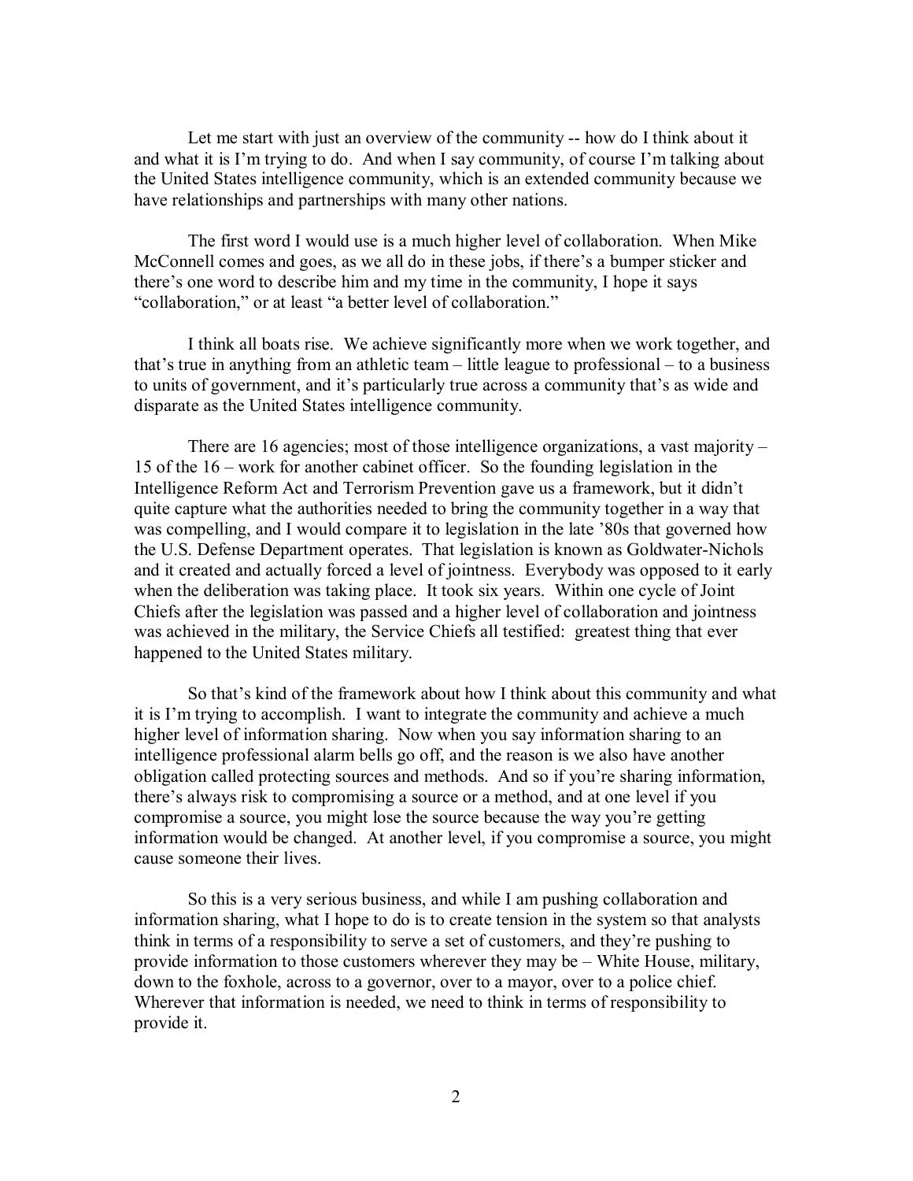Let me start with just an overview of the community -- how do I think about it and what it is I'm trying to do. And when I say community, of course I'm talking about the United States intelligence community, which is an extended community because we have relationships and partnerships with many other nations.

The first word I would use is a much higher level of collaboration. When Mike McConnell comes and goes, as we all do in these jobs, if there's a bumper sticker and there's one word to describe him and my time in the community, I hope it says "collaboration," or at least "a better level of collaboration."

I think all boats rise. We achieve significantly more when we work together, and that's true in anything from an athletic team – little league to professional – to a business to units of government, and it's particularly true across a community that's as wide and disparate as the United States intelligence community.

There are 16 agencies; most of those intelligence organizations, a vast majority – 15 of the 16 – work for another cabinet officer. So the founding legislation in the Intelligence Reform Act and Terrorism Prevention gave us a framework, but it didn't quite capture what the authorities needed to bring the community together in a way that was compelling, and I would compare it to legislation in the late '80s that governed how the U.S. Defense Department operates. That legislation is known as Goldwater-Nichols and it created and actually forced a level of jointness. Everybody was opposed to it early when the deliberation was taking place. It took six years. Within one cycle of Joint Chiefs after the legislation was passed and a higher level of collaboration and jointness was achieved in the military, the Service Chiefs all testified: greatest thing that ever happened to the United States military.

So that's kind of the framework about how I think about this community and what it is I'm trying to accomplish. I want to integrate the community and achieve a much higher level of information sharing. Now when you say information sharing to an intelligence professional alarm bells go off, and the reason is we also have another obligation called protecting sources and methods. And so if you're sharing information, there's always risk to compromising a source or a method, and at one level if you compromise a source, you might lose the source because the way you're getting information would be changed. At another level, if you compromise a source, you might cause someone their lives.

So this is a very serious business, and while I am pushing collaboration and information sharing, what I hope to do is to create tension in the system so that analysts think in terms of a responsibility to serve a set of customers, and they're pushing to provide information to those customers wherever they may be – White House, military, down to the foxhole, across to a governor, over to a mayor, over to a police chief. Wherever that information is needed, we need to think in terms of responsibility to provide it.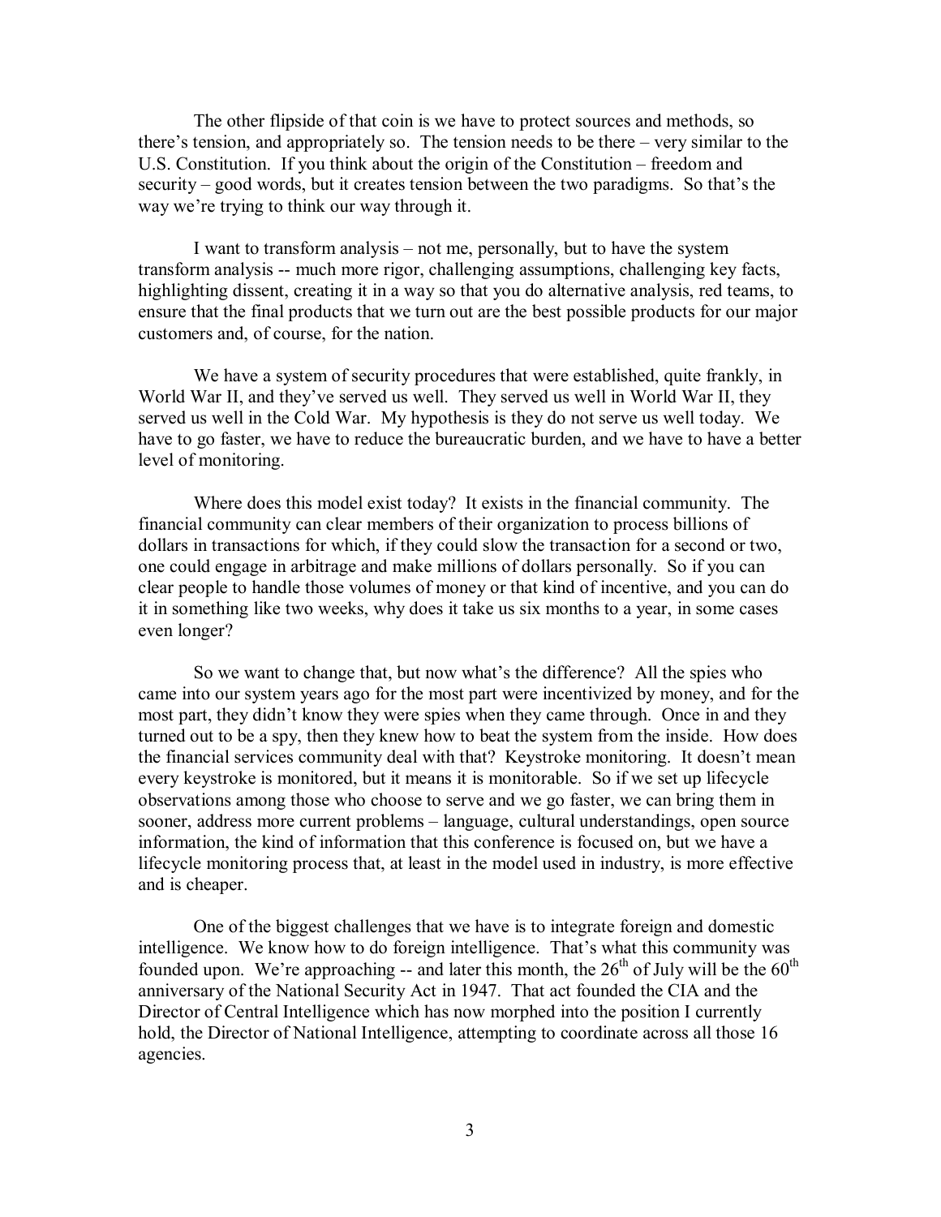The other flipside of that coin is we have to protect sources and methods, so there's tension, and appropriately so. The tension needs to be there – very similar to the U.S. Constitution. If you think about the origin of the Constitution – freedom and security – good words, but it creates tension between the two paradigms. So that's the way we're trying to think our way through it.

I want to transform analysis – not me, personally, but to have the system transform analysis -- much more rigor, challenging assumptions, challenging key facts, highlighting dissent, creating it in a way so that you do alternative analysis, red teams, to ensure that the final products that we turn out are the best possible products for our major customers and, of course, for the nation.

We have a system of security procedures that were established, quite frankly, in World War II, and they've served us well. They served us well in World War II, they served us well in the Cold War. My hypothesis is they do not serve us well today. We have to go faster, we have to reduce the bureaucratic burden, and we have to have a better level of monitoring.

Where does this model exist today? It exists in the financial community. The financial community can clear members of their organization to process billions of dollars in transactions for which, if they could slow the transaction for a second or two, one could engage in arbitrage and make millions of dollars personally. So if you can clear people to handle those volumes of money or that kind of incentive, and you can do it in something like two weeks, why does it take us six months to a year, in some cases even longer?

So we want to change that, but now what's the difference? All the spies who came into our system years ago for the most part were incentivized by money, and for the most part, they didn't know they were spies when they came through. Once in and they turned out to be a spy, then they knew how to beat the system from the inside. How does the financial services community deal with that? Keystroke monitoring. It doesn't mean every keystroke is monitored, but it means it is monitorable. So if we set up lifecycle observations among those who choose to serve and we go faster, we can bring them in sooner, address more current problems – language, cultural understandings, open source information, the kind of information that this conference is focused on, but we have a lifecycle monitoring process that, at least in the model used in industry, is more effective and is cheaper.

One of the biggest challenges that we have is to integrate foreign and domestic intelligence. We know how to do foreign intelligence. That's what this community was founded upon. We're approaching -- and later this month, the 26th of July will be the 60th anniversary of the National Security Act in 1947. That act founded the CIA and the Director of Central Intelligence which has now morphed into the position I currently hold, the Director of National Intelligence, attempting to coordinate across all those 16 agencies.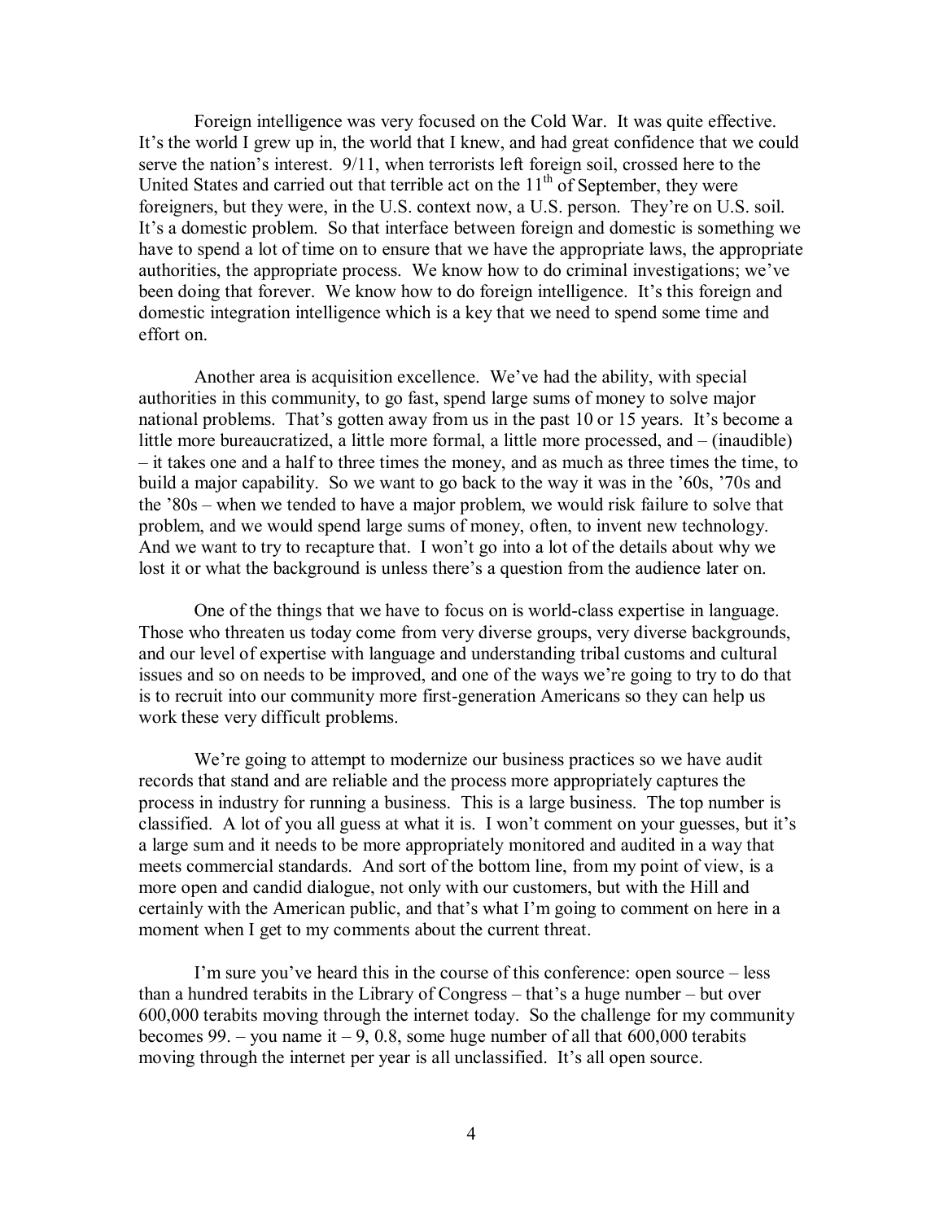Foreign intelligence was very focused on the Cold War. It was quite effective. It's the world I grew up in, the world that I knew, and had great confidence that we could serve the nation's interest. 9/11, when terrorists left foreign soil, crossed here to the United States and carried out that terrible act on the 11th of September, they were foreigners, but they were, in the U.S. context now, a U.S. person. They're on U.S. soil. It's a domestic problem. So that interface between foreign and domestic is something we have to spend a lot of time on to ensure that we have the appropriate laws, the appropriate authorities, the appropriate process. We know how to do criminal investigations; we've been doing that forever. We know how to do foreign intelligence. It's this foreign and domestic integration intelligence which is a key that we need to spend some time and effort on.

Another area is acquisition excellence. We've had the ability, with special authorities in this community, to go fast, spend large sums of money to solve major national problems. That's gotten away from us in the past 10 or 15 years. It's become a little more bureaucratized, a little more formal, a little more processed, and – (inaudible) – it takes one and a half to three times the money, and as much as three times the time, to build a major capability. So we want to go back to the way it was in the '60s, '70s and the '80s – when we tended to have a major problem, we would risk failure to solve that problem, and we would spend large sums of money, often, to invent new technology. And we want to try to recapture that. I won't go into a lot of the details about why we lost it or what the background is unless there's a question from the audience later on.

One of the things that we have to focus on is world-class expertise in language. Those who threaten us today come from very diverse groups, very diverse backgrounds, and our level of expertise with language and understanding tribal customs and cultural issues and so on needs to be improved, and one of the ways we're going to try to do that is to recruit into our community more first-generation Americans so they can help us work these very difficult problems.

We're going to attempt to modernize our business practices so we have audit records that stand and are reliable and the process more appropriately captures the process in industry for running a business. This is a large business. The top number is classified. A lot of you all guess at what it is. I won't comment on your guesses, but it's a large sum and it needs to be more appropriately monitored and audited in a way that meets commercial standards. And sort of the bottom line, from my point of view, is a more open and candid dialogue, not only with our customers, but with the Hill and certainly with the American public, and that's what I'm going to comment on here in a moment when I get to my comments about the current threat.

I'm sure you've heard this in the course of this conference: open source – less than a hundred terabits in the Library of Congress – that's a huge number – but over 600,000 terabits moving through the internet today. So the challenge for my community becomes 99. – you name it – 9, 0.8, some huge number of all that 600,000 terabits moving through the internet per year is all unclassified. It's all open source.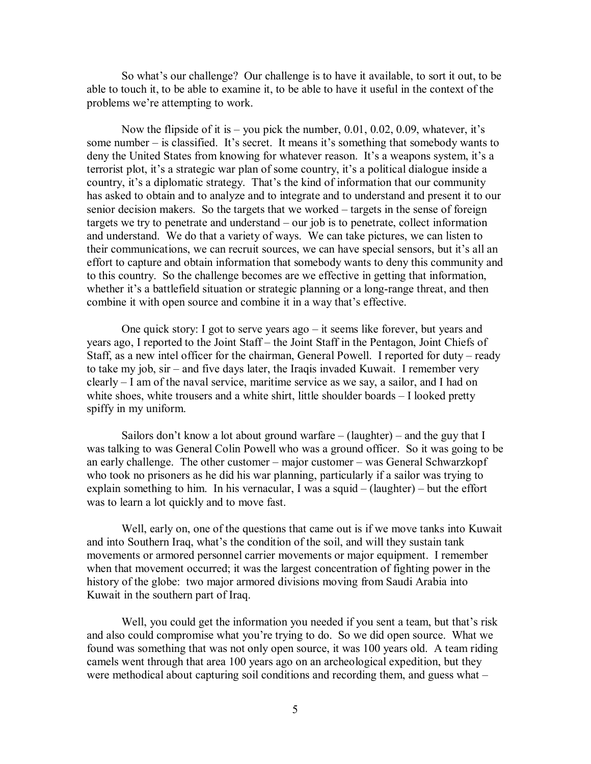So what's our challenge? Our challenge is to have it available, to sort it out, to be able to touch it, to be able to examine it, to be able to have it useful in the context of the problems we're attempting to work.

Now the flipside of it is – you pick the number, 0.01, 0.02, 0.09, whatever, it's some number – is classified. It's secret. It means it's something that somebody wants to deny the United States from knowing for whatever reason. It's a weapons system, it's a terrorist plot, it's a strategic war plan of some country, it's a political dialogue inside a country, it's a diplomatic strategy. That's the kind of information that our community has asked to obtain and to analyze and to integrate and to understand and present it to our senior decision makers. So the targets that we worked – targets in the sense of foreign targets we try to penetrate and understand – our job is to penetrate, collect information and understand. We do that a variety of ways. We can take pictures, we can listen to their communications, we can recruit sources, we can have special sensors, but it's all an effort to capture and obtain information that somebody wants to deny this community and to this country. So the challenge becomes are we effective in getting that information, whether it's a battlefield situation or strategic planning or a long-range threat, and then combine it with open source and combine it in a way that's effective.

One quick story: I got to serve years ago – it seems like forever, but years and years ago, I reported to the Joint Staff – the Joint Staff in the Pentagon, Joint Chiefs of Staff, as a new intel officer for the chairman, General Powell. I reported for duty – ready to take my job, sir – and five days later, the Iraqis invaded Kuwait. I remember very clearly – I am of the naval service, maritime service as we say, a sailor, and I had on white shoes, white trousers and a white shirt, little shoulder boards – I looked pretty spiffy in my uniform.

Sailors don't know a lot about ground warfare – (laughter) – and the guy that I was talking to was General Colin Powell who was a ground officer. So it was going to be an early challenge. The other customer – major customer – was General Schwarzkopf who took no prisoners as he did his war planning, particularly if a sailor was trying to explain something to him. In his vernacular, I was a squid – (laughter) – but the effort was to learn a lot quickly and to move fast.

Well, early on, one of the questions that came out is if we move tanks into Kuwait and into Southern Iraq, what's the condition of the soil, and will they sustain tank movements or armored personnel carrier movements or major equipment. I remember when that movement occurred; it was the largest concentration of fighting power in the history of the globe: two major armored divisions moving from Saudi Arabia into Kuwait in the southern part of Iraq.

Well, you could get the information you needed if you sent a team, but that's risk and also could compromise what you're trying to do. So we did open source. What we found was something that was not only open source, it was 100 years old. A team riding camels went through that area 100 years ago on an archeological expedition, but they were methodical about capturing soil conditions and recording them, and guess what –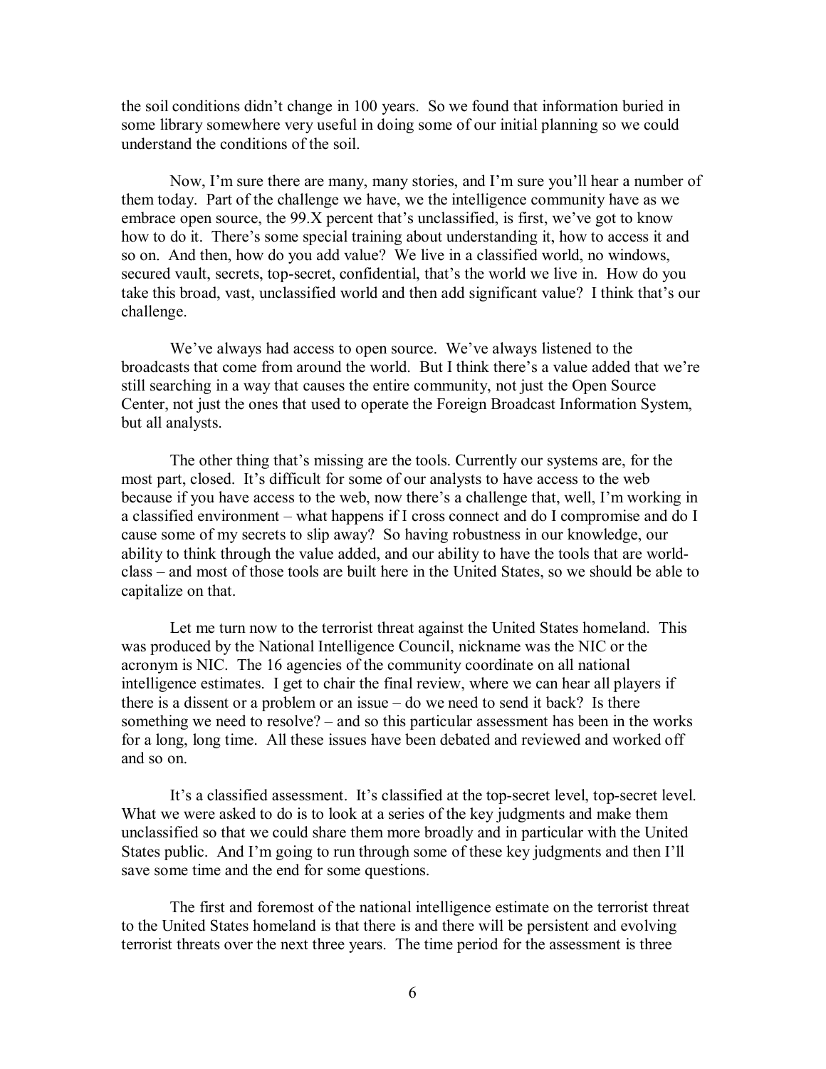the soil conditions didn't change in 100 years. So we found that information buried in some library somewhere very useful in doing some of our initial planning so we could understand the conditions of the soil.

Now, I'm sure there are many, many stories, and I'm sure you'll hear a number of them today. Part of the challenge we have, we the intelligence community have as we embrace open source, the 99.X percent that's unclassified, is first, we've got to know how to do it. There's some special training about understanding it, how to access it and so on. And then, how do you add value? We live in a classified world, no windows, secured vault, secrets, top-secret, confidential, that's the world we live in. How do you take this broad, vast, unclassified world and then add significant value? I think that's our challenge.

We've always had access to open source. We've always listened to the broadcasts that come from around the world. But I think there's a value added that we're still searching in a way that causes the entire community, not just the Open Source Center, not just the ones that used to operate the Foreign Broadcast Information System, but all analysts.

The other thing that's missing are the tools. Currently our systems are, for the most part, closed. It's difficult for some of our analysts to have access to the web because if you have access to the web, now there's a challenge that, well, I'm working in a classified environment – what happens if I cross connect and do I compromise and do I cause some of my secrets to slip away? So having robustness in our knowledge, our ability to think through the value added, and our ability to have the tools that are world-class – and most of those tools are built here in the United States, so we should be able to capitalize on that.

Let me turn now to the terrorist threat against the United States homeland. This was produced by the National Intelligence Council, nickname was the NIC or the acronym is NIC. The 16 agencies of the community coordinate on all national intelligence estimates. I get to chair the final review, where we can hear all players if there is a dissent or a problem or an issue – do we need to send it back? Is there something we need to resolve? – and so this particular assessment has been in the works for a long, long time. All these issues have been debated and reviewed and worked off and so on.

It's a classified assessment. It's classified at the top-secret level, top-secret level. What we were asked to do is to look at a series of the key judgments and make them unclassified so that we could share them more broadly and in particular with the United States public. And I'm going to run through some of these key judgments and then I'll save some time and the end for some questions.

The first and foremost of the national intelligence estimate on the terrorist threat to the United States homeland is that there is and there will be persistent and evolving terrorist threats over the next three years. The time period for the assessment is three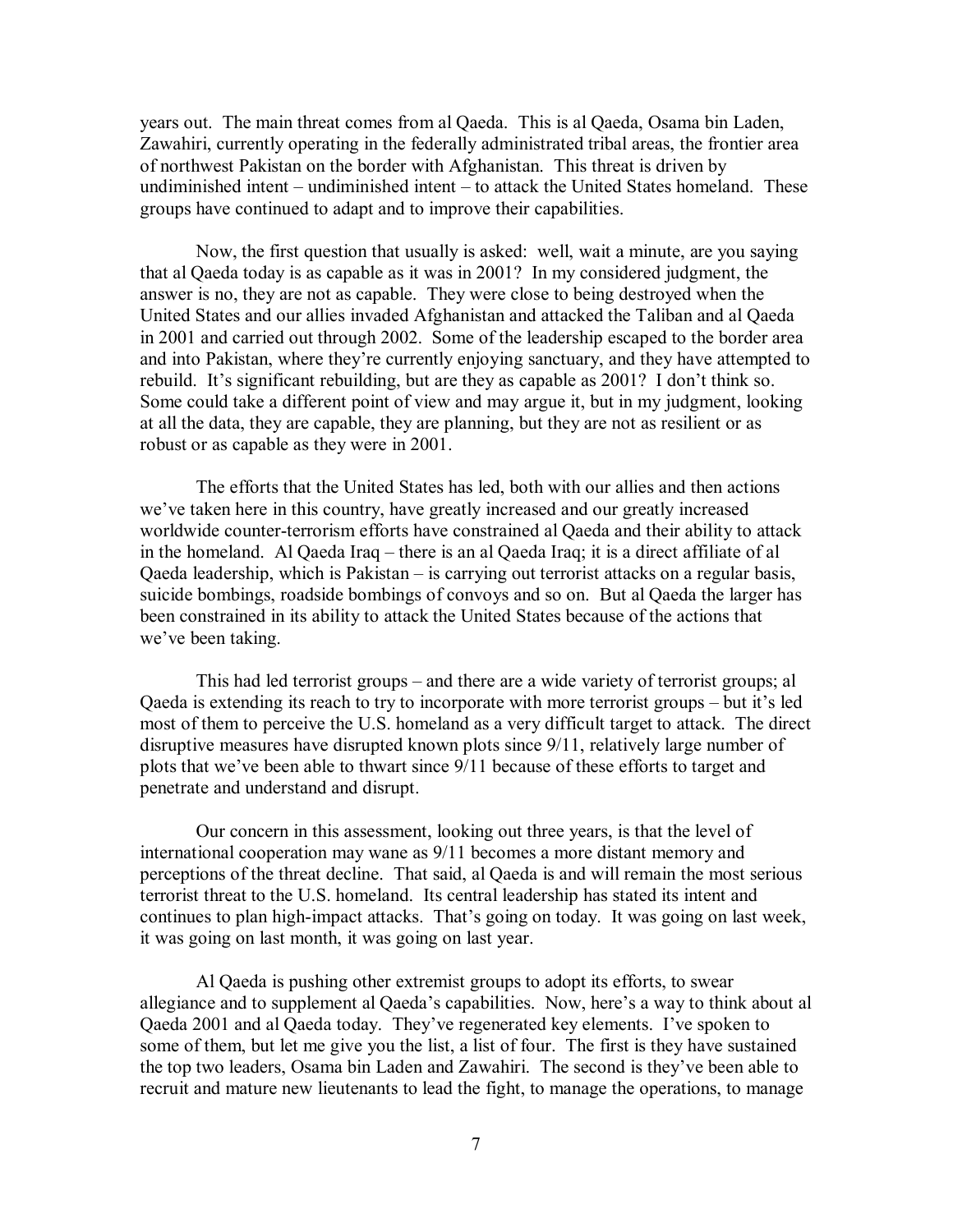years out. The main threat comes from al Qaeda. This is al Qaeda, Osama bin Laden, Zawahiri, currently operating in the federally administrated tribal areas, the frontier area of northwest Pakistan on the border with Afghanistan. This threat is driven by undiminished intent – undiminished intent – to attack the United States homeland. These groups have continued to adapt and to improve their capabilities.

Now, the first question that usually is asked: well, wait a minute, are you saying that al Qaeda today is as capable as it was in 2001? In my considered judgment, the answer is no, they are not as capable. They were close to being destroyed when the United States and our allies invaded Afghanistan and attacked the Taliban and al Qaeda in 2001 and carried out through 2002. Some of the leadership escaped to the border area and into Pakistan, where they're currently enjoying sanctuary, and they have attempted to rebuild. It's significant rebuilding, but are they as capable as 2001? I don't think so. Some could take a different point of view and may argue it, but in my judgment, looking at all the data, they are capable, they are planning, but they are not as resilient or as robust or as capable as they were in 2001.

The efforts that the United States has led, both with our allies and then actions we've taken here in this country, have greatly increased and our greatly increased worldwide counter-terrorism efforts have constrained al Qaeda and their ability to attack in the homeland. Al Qaeda Iraq – there is an al Qaeda Iraq; it is a direct affiliate of al Qaeda leadership, which is Pakistan – is carrying out terrorist attacks on a regular basis, suicide bombings, roadside bombings of convoys and so on. But al Qaeda the larger has been constrained in its ability to attack the United States because of the actions that we've been taking.

This had led terrorist groups – and there are a wide variety of terrorist groups; al Qaeda is extending its reach to try to incorporate with more terrorist groups – but it's led most of them to perceive the U.S. homeland as a very difficult target to attack. The direct disruptive measures have disrupted known plots since 9/11, relatively large number of plots that we've been able to thwart since 9/11 because of these efforts to target and penetrate and understand and disrupt.

Our concern in this assessment, looking out three years, is that the level of international cooperation may wane as 9/11 becomes a more distant memory and perceptions of the threat decline. That said, al Qaeda is and will remain the most serious terrorist threat to the U.S. homeland. Its central leadership has stated its intent and continues to plan high-impact attacks. That's going on today. It was going on last week, it was going on last month, it was going on last year.

Al Qaeda is pushing other extremist groups to adopt its efforts, to swear allegiance and to supplement al Qaeda's capabilities. Now, here's a way to think about al Qaeda 2001 and al Qaeda today. They've regenerated key elements. I've spoken to some of them, but let me give you the list, a list of four. The first is they have sustained the top two leaders, Osama bin Laden and Zawahiri. The second is they've been able to recruit and mature new lieutenants to lead the fight, to manage the operations, to manage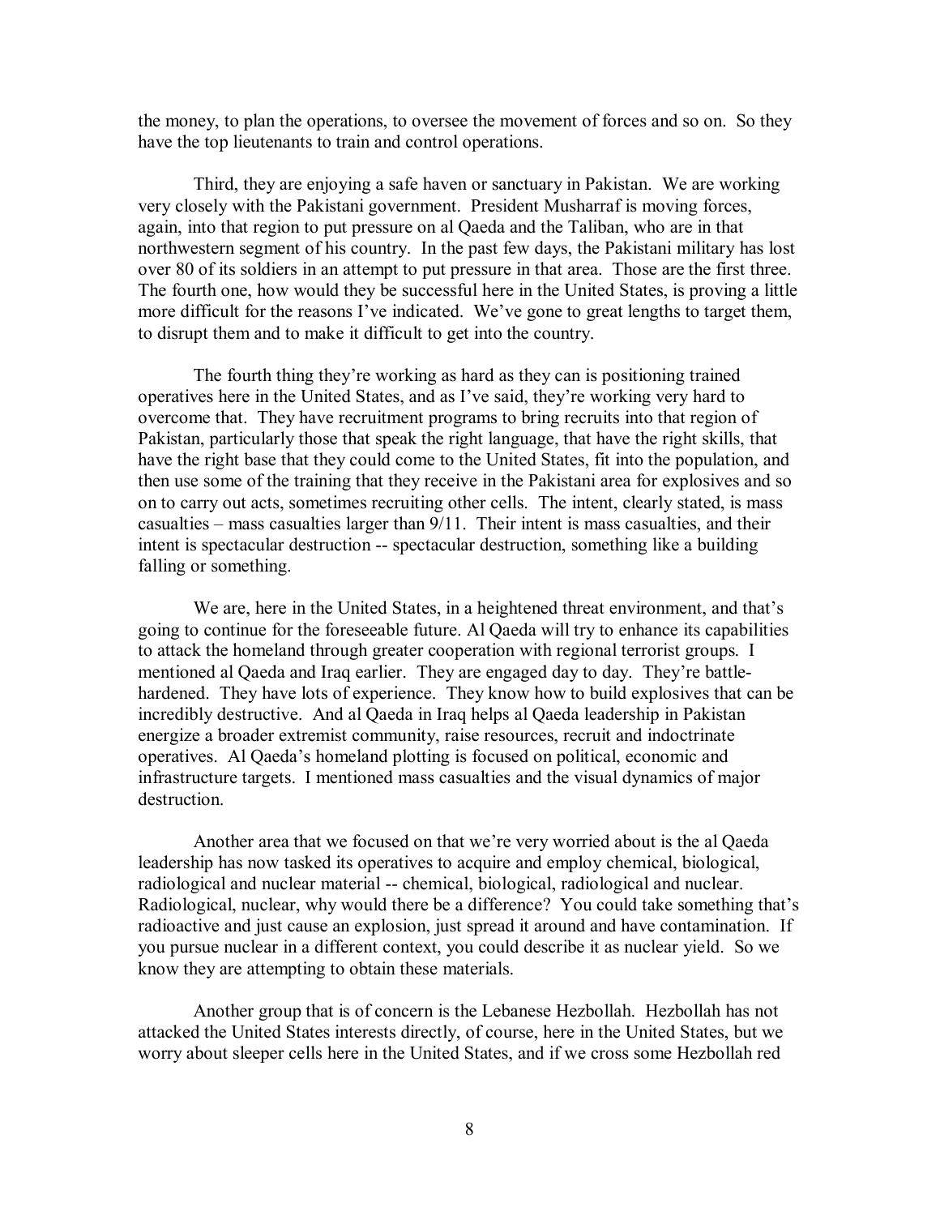the money, to plan the operations, to oversee the movement of forces and so on. So they have the top lieutenants to train and control operations.

Third, they are enjoying a safe haven or sanctuary in Pakistan. We are working very closely with the Pakistani government. President Musharraf is moving forces, again, into that region to put pressure on al Qaeda and the Taliban, who are in that northwestern segment of his country. In the past few days, the Pakistani military has lost over 80 of its soldiers in an attempt to put pressure in that area. Those are the first three. The fourth one, how would they be successful here in the United States, is proving a little more difficult for the reasons I've indicated. We've gone to great lengths to target them, to disrupt them and to make it difficult to get into the country.

The fourth thing they're working as hard as they can is positioning trained operatives here in the United States, and as I've said, they're working very hard to overcome that. They have recruitment programs to bring recruits into that region of Pakistan, particularly those that speak the right language, that have the right skills, that have the right base that they could come to the United States, fit into the population, and then use some of the training that they receive in the Pakistani area for explosives and so on to carry out acts, sometimes recruiting other cells. The intent, clearly stated, is mass casualties – mass casualties larger than 9/11. Their intent is mass casualties, and their intent is spectacular destruction -- spectacular destruction, something like a building falling or something.

We are, here in the United States, in a heightened threat environment, and that's going to continue for the foreseeable future. Al Qaeda will try to enhance its capabilities to attack the homeland through greater cooperation with regional terrorist groups. I mentioned al Qaeda and Iraq earlier. They are engaged day to day. They're battle-hardened. They have lots of experience. They know how to build explosives that can be incredibly destructive. And al Qaeda in Iraq helps al Qaeda leadership in Pakistan energize a broader extremist community, raise resources, recruit and indoctrinate operatives. Al Qaeda's homeland plotting is focused on political, economic and infrastructure targets. I mentioned mass casualties and the visual dynamics of major destruction.

Another area that we focused on that we're very worried about is the al Qaeda leadership has now tasked its operatives to acquire and employ chemical, biological, radiological and nuclear material -- chemical, biological, radiological and nuclear. Radiological, nuclear, why would there be a difference? You could take something that's radioactive and just cause an explosion, just spread it around and have contamination. If you pursue nuclear in a different context, you could describe it as nuclear yield. So we know they are attempting to obtain these materials.

Another group that is of concern is the Lebanese Hezbollah. Hezbollah has not attacked the United States interests directly, of course, here in the United States, but we worry about sleeper cells here in the United States, and if we cross some Hezbollah red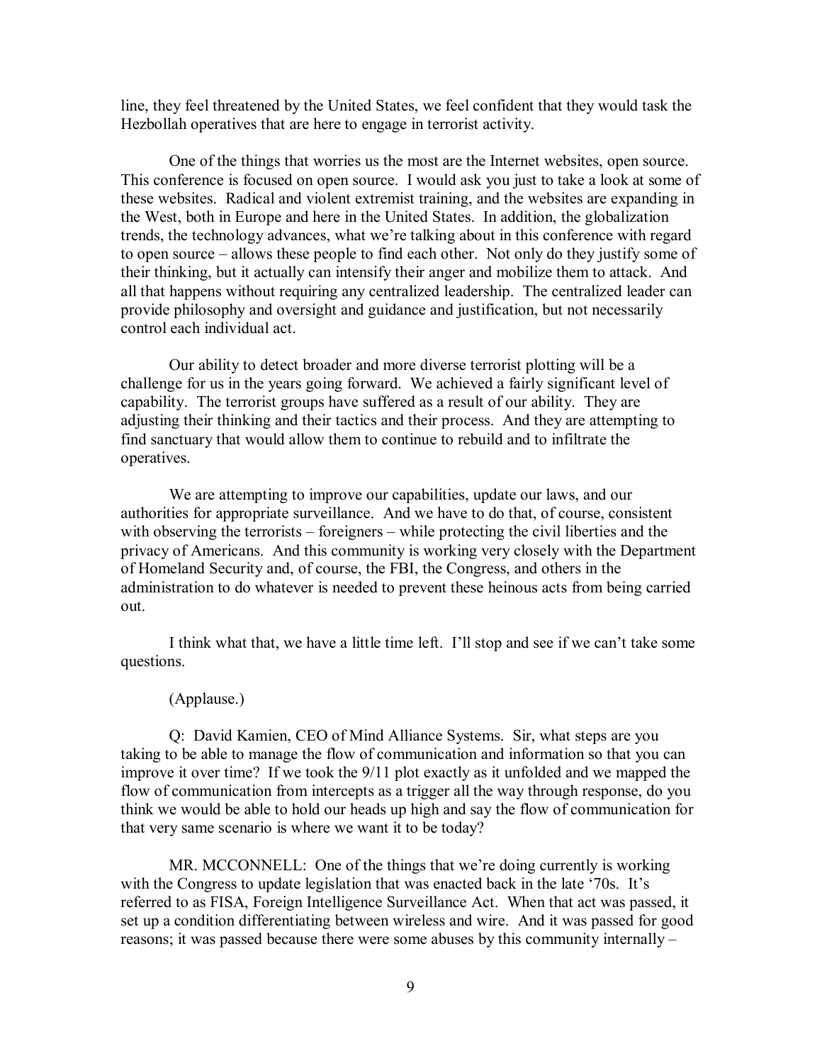line, they feel threatened by the United States, we feel confident that they would task the Hezbollah operatives that are here to engage in terrorist activity.

One of the things that worries us the most are the Internet websites, open source. This conference is focused on open source. I would ask you just to take a look at some of these websites. Radical and violent extremist training, and the websites are expanding in the West, both in Europe and here in the United States. In addition, the globalization trends, the technology advances, what we're talking about in this conference with regard to open source – allows these people to find each other. Not only do they justify some of their thinking, but it actually can intensify their anger and mobilize them to attack. And all that happens without requiring any centralized leadership. The centralized leader can provide philosophy and oversight and guidance and justification, but not necessarily control each individual act.

Our ability to detect broader and more diverse terrorist plotting will be a challenge for us in the years going forward. We achieved a fairly significant level of capability. The terrorist groups have suffered as a result of our ability. They are adjusting their thinking and their tactics and their process. And they are attempting to find sanctuary that would allow them to continue to rebuild and to infiltrate the operatives.

We are attempting to improve our capabilities, update our laws, and our authorities for appropriate surveillance. And we have to do that, of course, consistent with observing the terrorists – foreigners – while protecting the civil liberties and the privacy of Americans. And this community is working very closely with the Department of Homeland Security and, of course, the FBI, the Congress, and others in the administration to do whatever is needed to prevent these heinous acts from being carried out.

I think what that, we have a little time left. I'll stop and see if we can't take some questions.

(Applause.)

Q: David Kamien, CEO of Mind Alliance Systems. Sir, what steps are you taking to be able to manage the flow of communication and information so that you can improve it over time? If we took the 9/11 plot exactly as it unfolded and we mapped the flow of communication from intercepts as a trigger all the way through response, do you think we would be able to hold our heads up high and say the flow of communication for that very same scenario is where we want it to be today?

MR. MCCONNELL: One of the things that we're doing currently is working with the Congress to update legislation that was enacted back in the late '70s. It's referred to as FISA, Foreign Intelligence Surveillance Act. When that act was passed, it set up a condition differentiating between wireless and wire. And it was passed for good reasons; it was passed because there were some abuses by this community internally –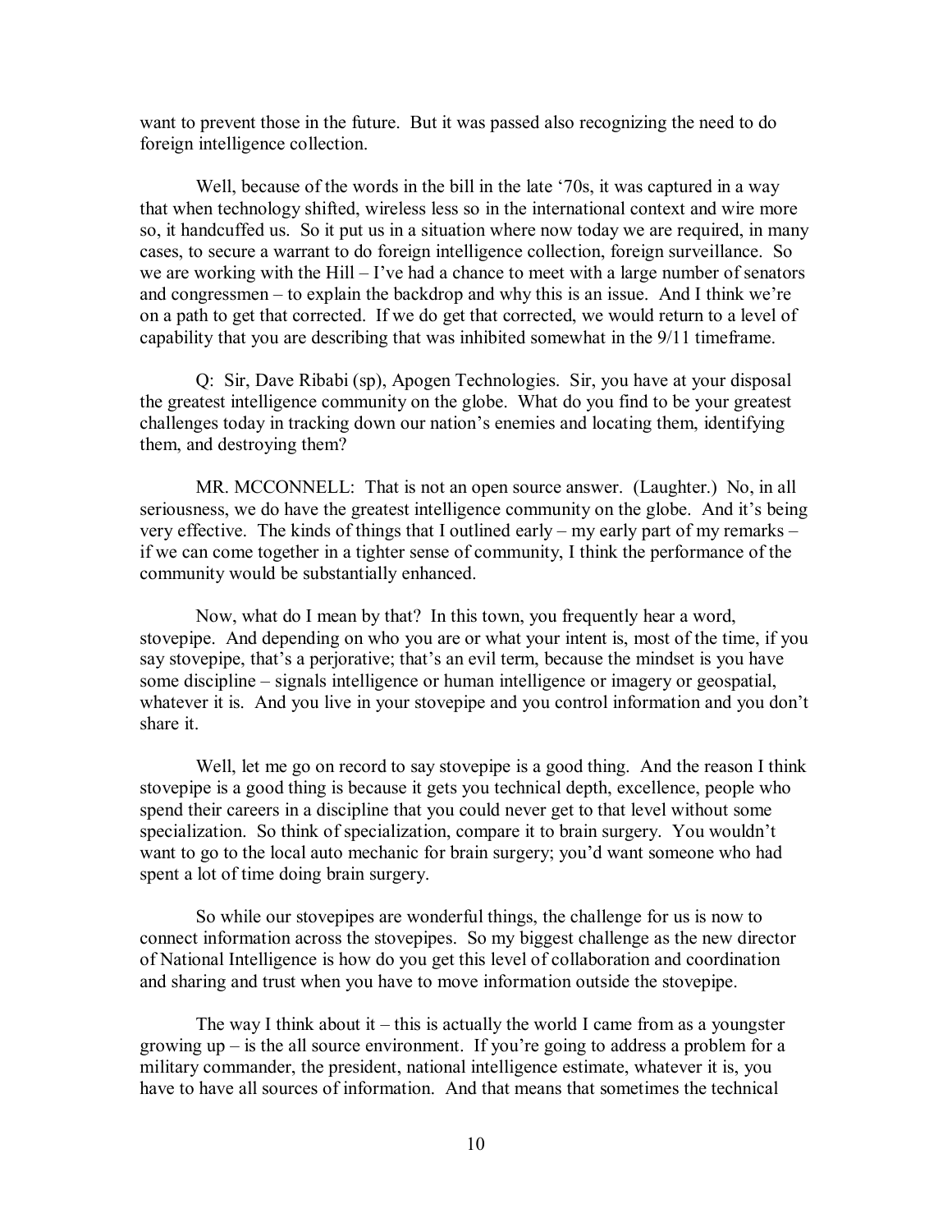want to prevent those in the future. But it was passed also recognizing the need to do foreign intelligence collection.

Well, because of the words in the bill in the late '70s, it was captured in a way that when technology shifted, wireless less so in the international context and wire more so, it handcuffed us. So it put us in a situation where now today we are required, in many cases, to secure a warrant to do foreign intelligence collection, foreign surveillance. So we are working with the Hill – I've had a chance to meet with a large number of senators and congressmen – to explain the backdrop and why this is an issue. And I think we're on a path to get that corrected. If we do get that corrected, we would return to a level of capability that you are describing that was inhibited somewhat in the 9/11 timeframe.

Q: Sir, Dave Ribabi (sp), Apogen Technologies. Sir, you have at your disposal the greatest intelligence community on the globe. What do you find to be your greatest challenges today in tracking down our nation's enemies and locating them, identifying them, and destroying them?

MR. MCCONNELL: That is not an open source answer. (Laughter.) No, in all seriousness, we do have the greatest intelligence community on the globe. And it's being very effective. The kinds of things that I outlined early – my early part of my remarks – if we can come together in a tighter sense of community, I think the performance of the community would be substantially enhanced.

Now, what do I mean by that? In this town, you frequently hear a word, stovepipe. And depending on who you are or what your intent is, most of the time, if you say stovepipe, that's a perjorative; that's an evil term, because the mindset is you have some discipline – signals intelligence or human intelligence or imagery or geospatial, whatever it is. And you live in your stovepipe and you control information and you don't share it.

Well, let me go on record to say stovepipe is a good thing. And the reason I think stovepipe is a good thing is because it gets you technical depth, excellence, people who spend their careers in a discipline that you could never get to that level without some specialization. So think of specialization, compare it to brain surgery. You wouldn't want to go to the local auto mechanic for brain surgery; you'd want someone who had spent a lot of time doing brain surgery.

So while our stovepipes are wonderful things, the challenge for us is now to connect information across the stovepipes. So my biggest challenge as the new director of National Intelligence is how do you get this level of collaboration and coordination and sharing and trust when you have to move information outside the stovepipe.

The way I think about it – this is actually the world I came from as a youngster growing up – is the all source environment. If you're going to address a problem for a military commander, the president, national intelligence estimate, whatever it is, you have to have all sources of information. And that means that sometimes the technical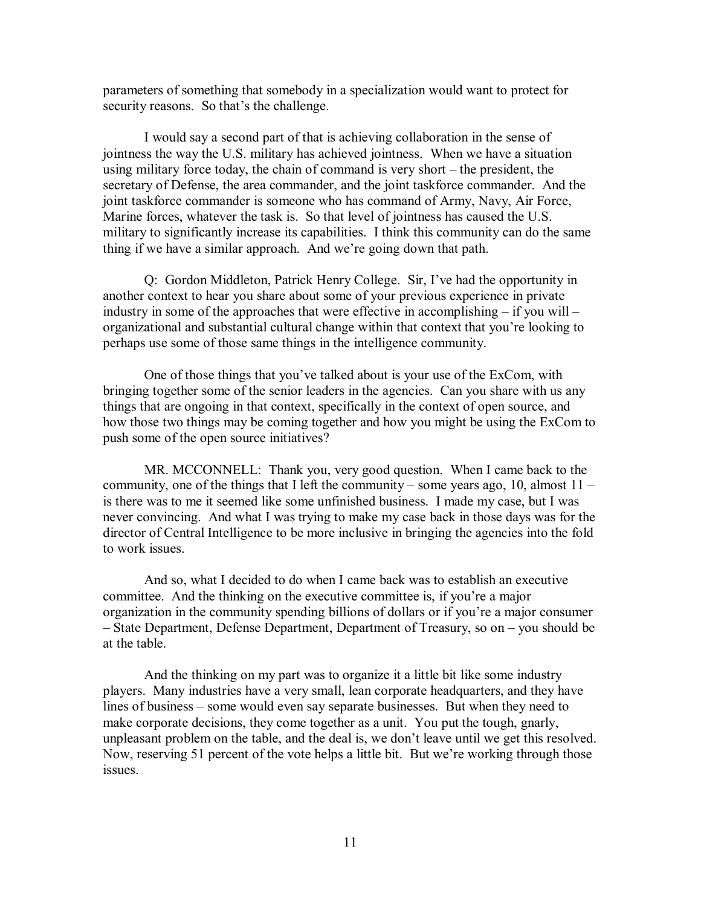parameters of something that somebody in a specialization would want to protect for security reasons. So that's the challenge.

I would say a second part of that is achieving collaboration in the sense of jointness the way the U.S. military has achieved jointness. When we have a situation using military force today, the chain of command is very short – the president, the secretary of Defense, the area commander, and the joint taskforce commander. And the joint taskforce commander is someone who has command of Army, Navy, Air Force, Marine forces, whatever the task is. So that level of jointness has caused the U.S. military to significantly increase its capabilities. I think this community can do the same thing if we have a similar approach. And we're going down that path.

Q: Gordon Middleton, Patrick Henry College. Sir, I've had the opportunity in another context to hear you share about some of your previous experience in private industry in some of the approaches that were effective in accomplishing – if you will – organizational and substantial cultural change within that context that you're looking to perhaps use some of those same things in the intelligence community.

One of those things that you've talked about is your use of the ExCom, with bringing together some of the senior leaders in the agencies. Can you share with us any things that are ongoing in that context, specifically in the context of open source, and how those two things may be coming together and how you might be using the ExCom to push some of the open source initiatives?

MR. MCCONNELL: Thank you, very good question. When I came back to the community, one of the things that I left the community – some years ago, 10, almost 11 – is there was to me it seemed like some unfinished business. I made my case, but I was never convincing. And what I was trying to make my case back in those days was for the director of Central Intelligence to be more inclusive in bringing the agencies into the fold to work issues.

And so, what I decided to do when I came back was to establish an executive committee. And the thinking on the executive committee is, if you're a major organization in the community spending billions of dollars or if you're a major consumer – State Department, Defense Department, Department of Treasury, so on – you should be at the table.

And the thinking on my part was to organize it a little bit like some industry players. Many industries have a very small, lean corporate headquarters, and they have lines of business – some would even say separate businesses. But when they need to make corporate decisions, they come together as a unit. You put the tough, gnarly, unpleasant problem on the table, and the deal is, we don't leave until we get this resolved. Now, reserving 51 percent of the vote helps a little bit. But we're working through those issues.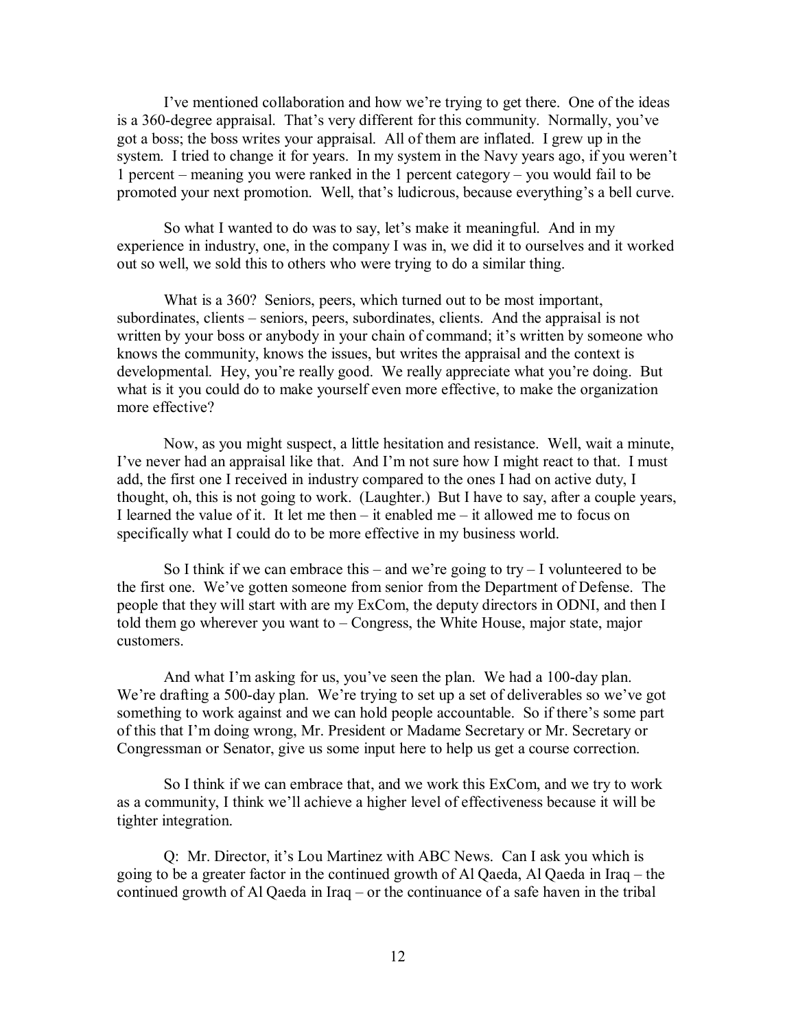I've mentioned collaboration and how we're trying to get there. One of the ideas is a 360-degree appraisal. That's very different for this community. Normally, you've got a boss; the boss writes your appraisal. All of them are inflated. I grew up in the system. I tried to change it for years. In my system in the Navy years ago, if you weren't 1 percent – meaning you were ranked in the 1 percent category – you would fail to be promoted your next promotion. Well, that's ludicrous, because everything's a bell curve.

So what I wanted to do was to say, let's make it meaningful. And in my experience in industry, one, in the company I was in, we did it to ourselves and it worked out so well, we sold this to others who were trying to do a similar thing.

What is a 360? Seniors, peers, which turned out to be most important, subordinates, clients – seniors, peers, subordinates, clients. And the appraisal is not written by your boss or anybody in your chain of command; it's written by someone who knows the community, knows the issues, but writes the appraisal and the context is developmental. Hey, you're really good. We really appreciate what you're doing. But what is it you could do to make yourself even more effective, to make the organization more effective?

Now, as you might suspect, a little hesitation and resistance. Well, wait a minute, I've never had an appraisal like that. And I'm not sure how I might react to that. I must add, the first one I received in industry compared to the ones I had on active duty, I thought, oh, this is not going to work. (Laughter.) But I have to say, after a couple years, I learned the value of it. It let me then – it enabled me – it allowed me to focus on specifically what I could do to be more effective in my business world.

So I think if we can embrace this – and we're going to try – I volunteered to be the first one. We've gotten someone from senior from the Department of Defense. The people that they will start with are my ExCom, the deputy directors in ODNI, and then I told them go wherever you want to – Congress, the White House, major state, major customers.

And what I'm asking for us, you've seen the plan. We had a 100-day plan. We're drafting a 500-day plan. We're trying to set up a set of deliverables so we've got something to work against and we can hold people accountable. So if there's some part of this that I'm doing wrong, Mr. President or Madame Secretary or Mr. Secretary or Congressman or Senator, give us some input here to help us get a course correction.

So I think if we can embrace that, and we work this ExCom, and we try to work as a community, I think we'll achieve a higher level of effectiveness because it will be tighter integration.

Q: Mr. Director, it's Lou Martinez with ABC News. Can I ask you which is going to be a greater factor in the continued growth of Al Qaeda, Al Qaeda in Iraq – the continued growth of Al Qaeda in Iraq – or the continuance of a safe haven in the tribal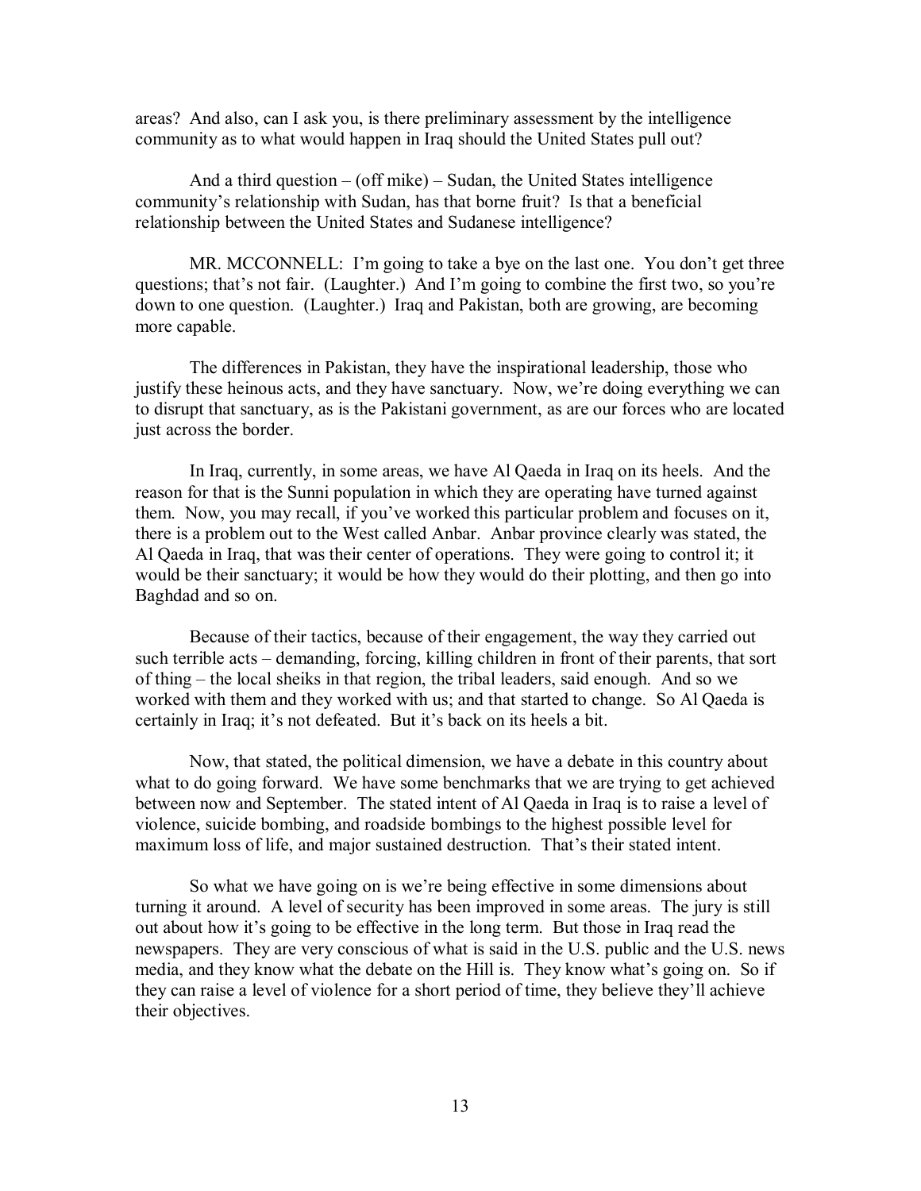areas? And also, can I ask you, is there preliminary assessment by the intelligence community as to what would happen in Iraq should the United States pull out?

And a third question – (off mike) – Sudan, the United States intelligence community's relationship with Sudan, has that borne fruit? Is that a beneficial relationship between the United States and Sudanese intelligence?

MR. MCCONNELL: I'm going to take a bye on the last one. You don't get three questions; that's not fair. (Laughter.) And I'm going to combine the first two, so you're down to one question. (Laughter.) Iraq and Pakistan, both are growing, are becoming more capable.

The differences in Pakistan, they have the inspirational leadership, those who justify these heinous acts, and they have sanctuary. Now, we're doing everything we can to disrupt that sanctuary, as is the Pakistani government, as are our forces who are located just across the border.

In Iraq, currently, in some areas, we have Al Qaeda in Iraq on its heels. And the reason for that is the Sunni population in which they are operating have turned against them. Now, you may recall, if you've worked this particular problem and focuses on it, there is a problem out to the West called Anbar. Anbar province clearly was stated, the Al Qaeda in Iraq, that was their center of operations. They were going to control it; it would be their sanctuary; it would be how they would do their plotting, and then go into Baghdad and so on.

Because of their tactics, because of their engagement, the way they carried out such terrible acts – demanding, forcing, killing children in front of their parents, that sort of thing – the local sheiks in that region, the tribal leaders, said enough. And so we worked with them and they worked with us; and that started to change. So Al Qaeda is certainly in Iraq; it's not defeated. But it's back on its heels a bit.

Now, that stated, the political dimension, we have a debate in this country about what to do going forward. We have some benchmarks that we are trying to get achieved between now and September. The stated intent of Al Qaeda in Iraq is to raise a level of violence, suicide bombing, and roadside bombings to the highest possible level for maximum loss of life, and major sustained destruction. That's their stated intent.

So what we have going on is we're being effective in some dimensions about turning it around. A level of security has been improved in some areas. The jury is still out about how it's going to be effective in the long term. But those in Iraq read the newspapers. They are very conscious of what is said in the U.S. public and the U.S. news media, and they know what the debate on the Hill is. They know what's going on. So if they can raise a level of violence for a short period of time, they believe they'll achieve their objectives.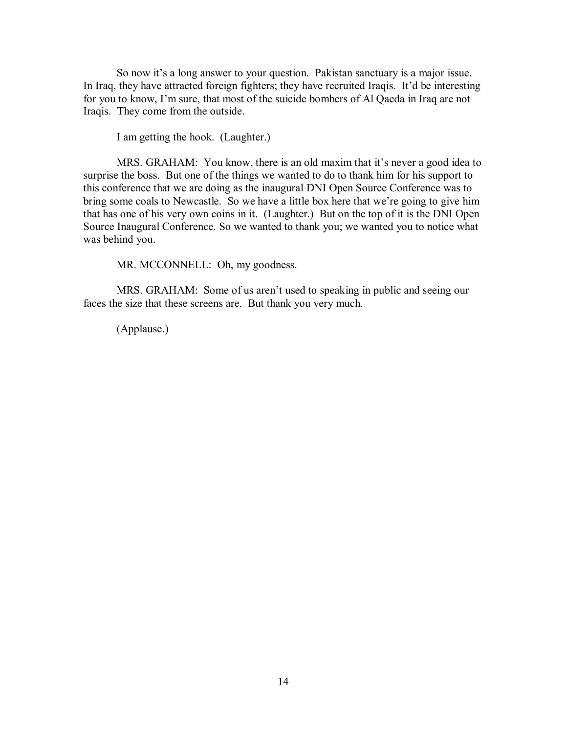So now it's a long answer to your question. Pakistan sanctuary is a major issue. In Iraq, they have attracted foreign fighters; they have recruited Iraqis. It'd be interesting for you to know, I'm sure, that most of the suicide bombers of Al Qaeda in Iraq are not Iraqis. They come from the outside.

I am getting the hook. (Laughter.)

MRS. GRAHAM: You know, there is an old maxim that it's never a good idea to surprise the boss. But one of the things we wanted to do to thank him for his support to this conference that we are doing as the inaugural DNI Open Source Conference was to bring some coals to Newcastle. So we have a little box here that we're going to give him that has one of his very own coins in it. (Laughter.) But on the top of it is the DNI Open Source Inaugural Conference. So we wanted to thank you; we wanted you to notice what was behind you.

MR. MCCONNELL: Oh, my goodness.

MRS. GRAHAM: Some of us aren't used to speaking in public and seeing our faces the size that these screens are. But thank you very much.

(Applause.)